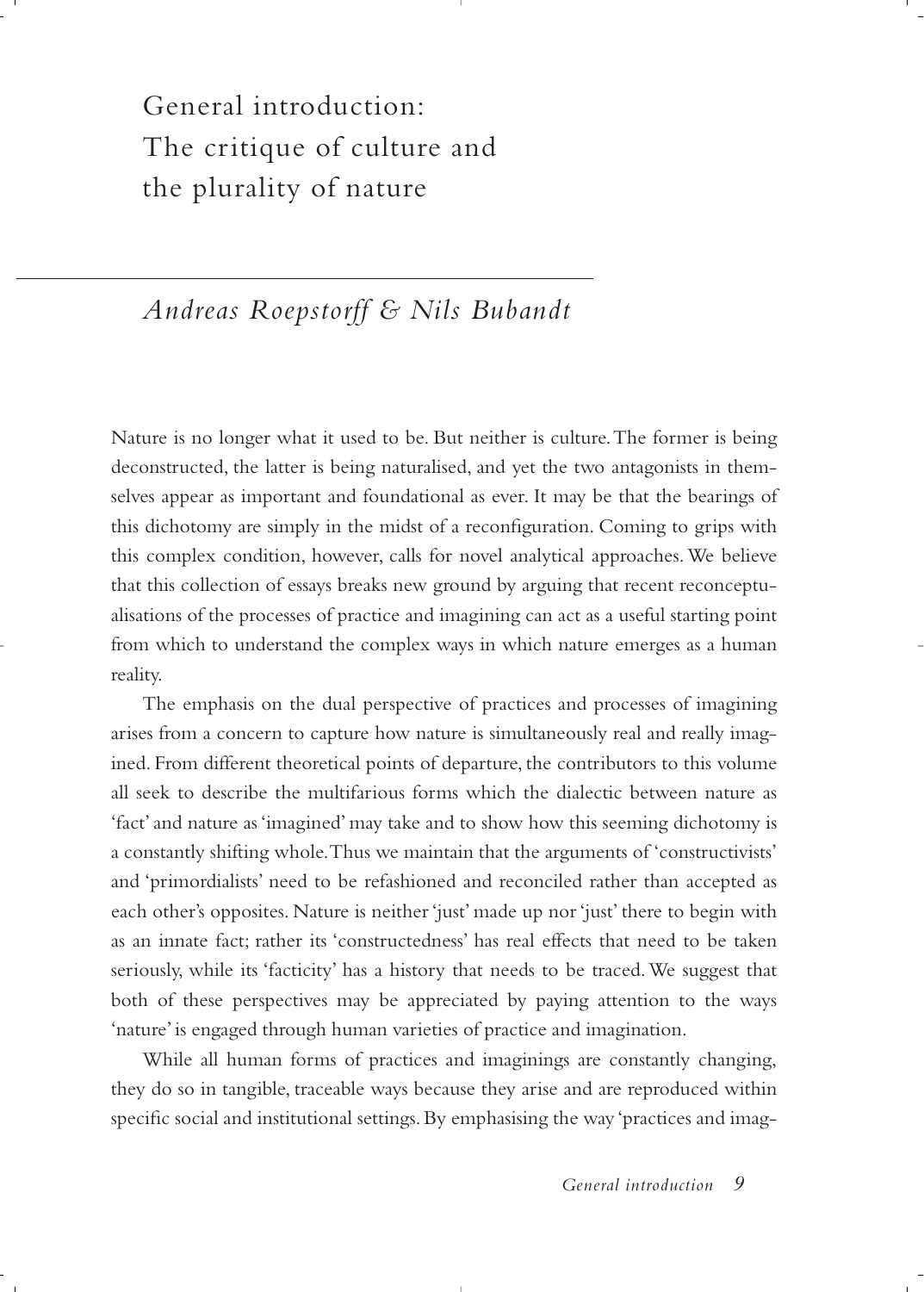# General introduction: The critique of culture and the plurality of nature

*Andreas Roepstorff & Nils Bubandt*

Nature is no longer what it used to be. But neither is culture. The former is being deconstructed, the latter is being naturalised, and yet the two antagonists in themselves appear as important and foundational as ever. It may be that the bearings of this dichotomy are simply in the midst of a reconfiguration. Coming to grips with this complex condition, however, calls for novel analytical approaches. We believe that this collection of essays breaks new ground by arguing that recent reconceptualisations of the processes of practice and imagining can act as a useful starting point from which to understand the complex ways in which nature emerges as a human reality.

The emphasis on the dual perspective of practices and processes of imagining arises from a concern to capture how nature is simultaneously real and really imagined. From different theoretical points of departure, the contributors to this volume all seek to describe the multifarious forms which the dialectic between nature as 'fact' and nature as 'imagined' may take and to show how this seeming dichotomy is a constantly shifting whole. Thus we maintain that the arguments of 'constructivists' and 'primordialists' need to be refashioned and reconciled rather than accepted as each other's opposites. Nature is neither 'just' made up nor 'just' there to begin with as an innate fact; rather its 'constructedness' has real effects that need to be taken seriously, while its 'facticity' has a history that needs to be traced. We suggest that both of these perspectives may be appreciated by paying attention to the ways 'nature' is engaged through human varieties of practice and imagination.

While all human forms of practices and imaginings are constantly changing, they do so in tangible, traceable ways because they arise and are reproduced within specific social and institutional settings. By emphasising the way 'practices and imag-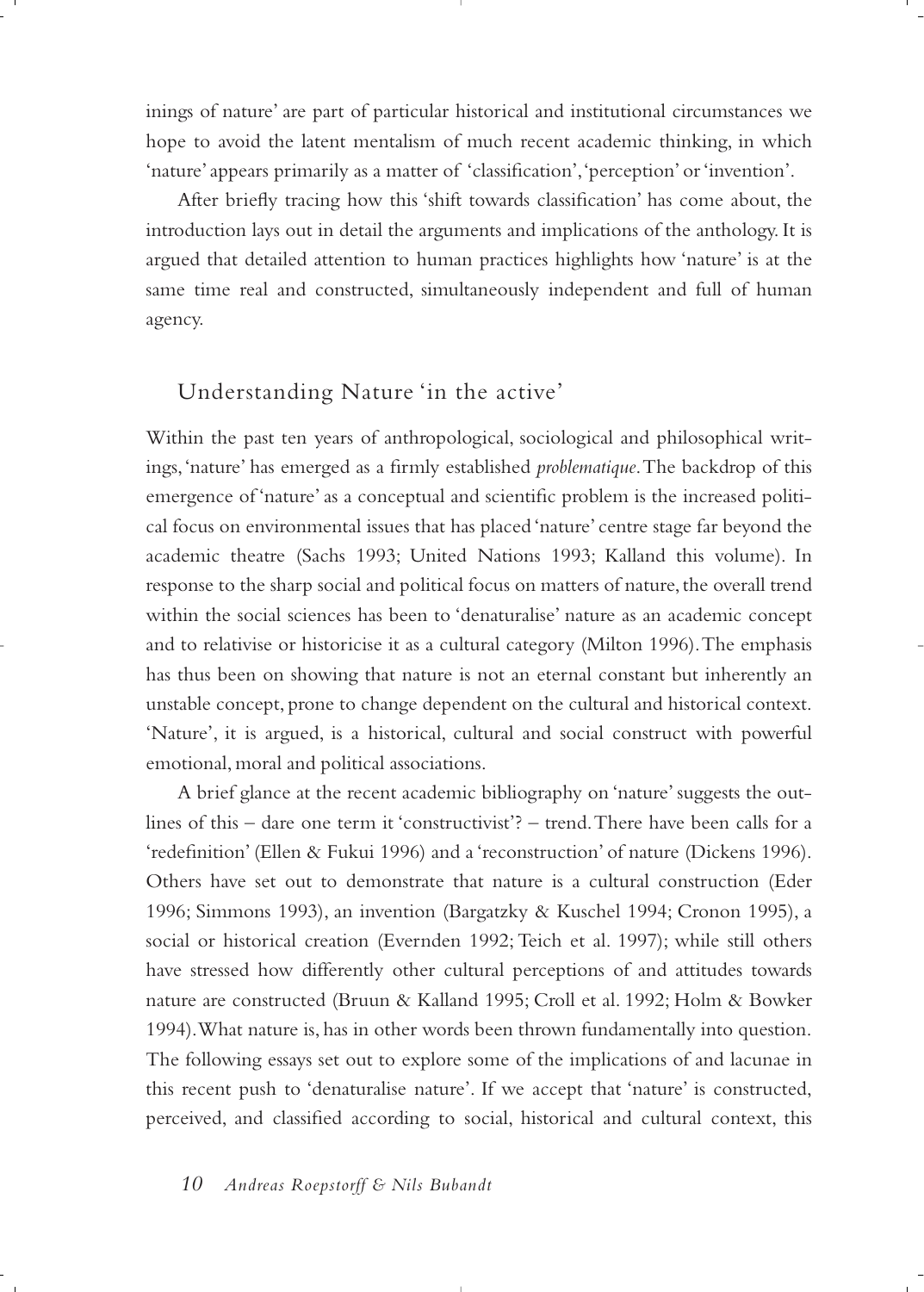inings of nature' are part of particular historical and institutional circumstances we hope to avoid the latent mentalism of much recent academic thinking, in which 'nature' appears primarily as a matter of 'classification', 'perception' or 'invention'.

After briefly tracing how this 'shift towards classification' has come about, the introduction lays out in detail the arguments and implications of the anthology. It is argued that detailed attention to human practices highlights how 'nature' is at the same time real and constructed, simultaneously independent and full of human agency.

## Understanding Nature 'in the active'

Within the past ten years of anthropological, sociological and philosophical writings, 'nature' has emerged as a firmly established *problematique*. The backdrop of this emergence of 'nature' as a conceptual and scientific problem is the increased political focus on environmental issues that has placed 'nature' centre stage far beyond the academic theatre (Sachs 1993; United Nations 1993; Kalland this volume). In response to the sharp social and political focus on matters of nature, the overall trend within the social sciences has been to 'denaturalise' nature as an academic concept and to relativise or historicise it as a cultural category (Milton 1996). The emphasis has thus been on showing that nature is not an eternal constant but inherently an unstable concept, prone to change dependent on the cultural and historical context. 'Nature', it is argued, is a historical, cultural and social construct with powerful emotional, moral and political associations.

A brief glance at the recent academic bibliography on 'nature' suggests the outlines of this – dare one term it 'constructivist'? – trend. There have been calls for a 'redefinition' (Ellen & Fukui 1996) and a 'reconstruction' of nature (Dickens 1996). Others have set out to demonstrate that nature is a cultural construction (Eder 1996; Simmons 1993), an invention (Bargatzky & Kuschel 1994; Cronon 1995), a social or historical creation (Evernden 1992; Teich et al. 1997); while still others have stressed how differently other cultural perceptions of and attitudes towards nature are constructed (Bruun & Kalland 1995; Croll et al. 1992; Holm & Bowker 1994). What nature is, has in other words been thrown fundamentally into question. The following essays set out to explore some of the implications of and lacunae in this recent push to 'denaturalise nature'. If we accept that 'nature' is constructed, perceived, and classified according to social, historical and cultural context, this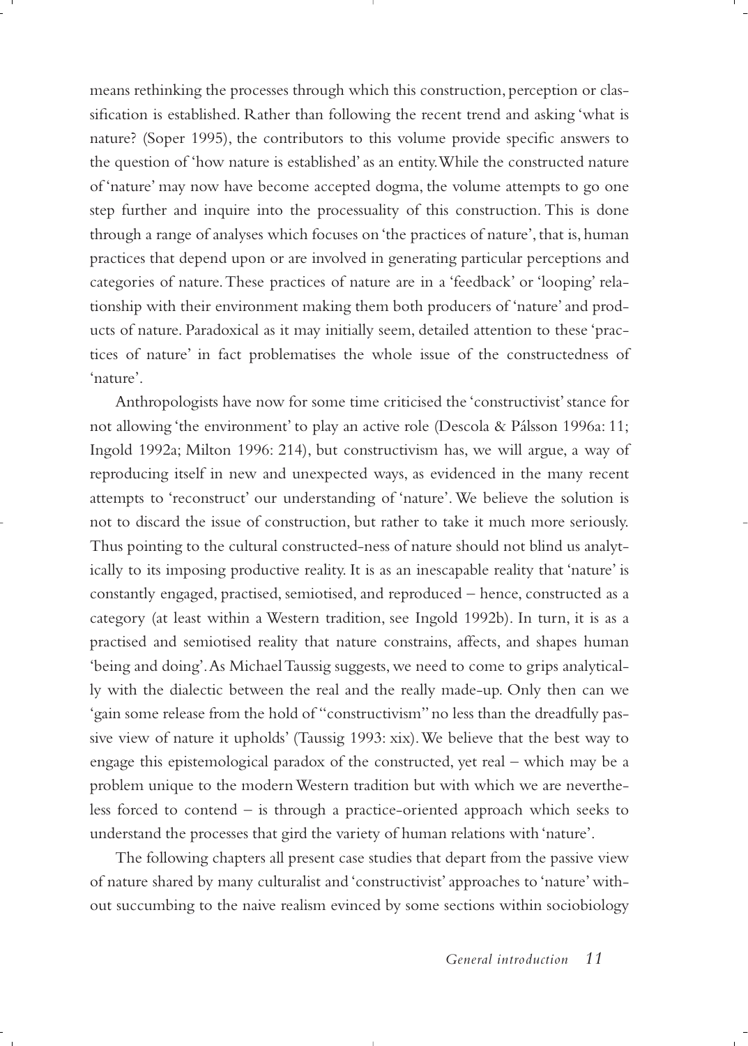means rethinking the processes through which this construction, perception or classification is established. Rather than following the recent trend and asking 'what is nature? (Soper 1995), the contributors to this volume provide specific answers to the question of 'how nature is established' as an entity. While the constructed nature of 'nature' may now have become accepted dogma, the volume attempts to go one step further and inquire into the processuality of this construction. This is done through a range of analyses which focuses on 'the practices of nature', that is, human practices that depend upon or are involved in generating particular perceptions and categories of nature. These practices of nature are in a 'feedback' or 'looping' relationship with their environment making them both producers of 'nature' and products of nature. Paradoxical as it may initially seem, detailed attention to these 'practices of nature' in fact problematises the whole issue of the constructedness of 'nature'.

Anthropologists have now for some time criticised the 'constructivist' stance for not allowing 'the environment' to play an active role (Descola & Pálsson 1996a: 11; Ingold 1992a; Milton 1996: 214), but constructivism has, we will argue, a way of reproducing itself in new and unexpected ways, as evidenced in the many recent attempts to 'reconstruct' our understanding of 'nature'. We believe the solution is not to discard the issue of construction, but rather to take it much more seriously. Thus pointing to the cultural constructed-ness of nature should not blind us analytically to its imposing productive reality. It is as an inescapable reality that 'nature' is constantly engaged, practised, semiotised, and reproduced – hence, constructed as a category (at least within a Western tradition, see Ingold 1992b). In turn, it is as a practised and semiotised reality that nature constrains, affects, and shapes human 'being and doing'. As Michael Taussig suggests, we need to come to grips analytically with the dialectic between the real and the really made-up. Only then can we 'gain some release from the hold of "constructivism" no less than the dreadfully passive view of nature it upholds' (Taussig 1993: xix). We believe that the best way to engage this epistemological paradox of the constructed, yet real – which may be a problem unique to the modern Western tradition but with which we are nevertheless forced to contend – is through a practice-oriented approach which seeks to understand the processes that gird the variety of human relations with 'nature'.

The following chapters all present case studies that depart from the passive view of nature shared by many culturalist and 'constructivist' approaches to 'nature' without succumbing to the naive realism evinced by some sections within sociobiology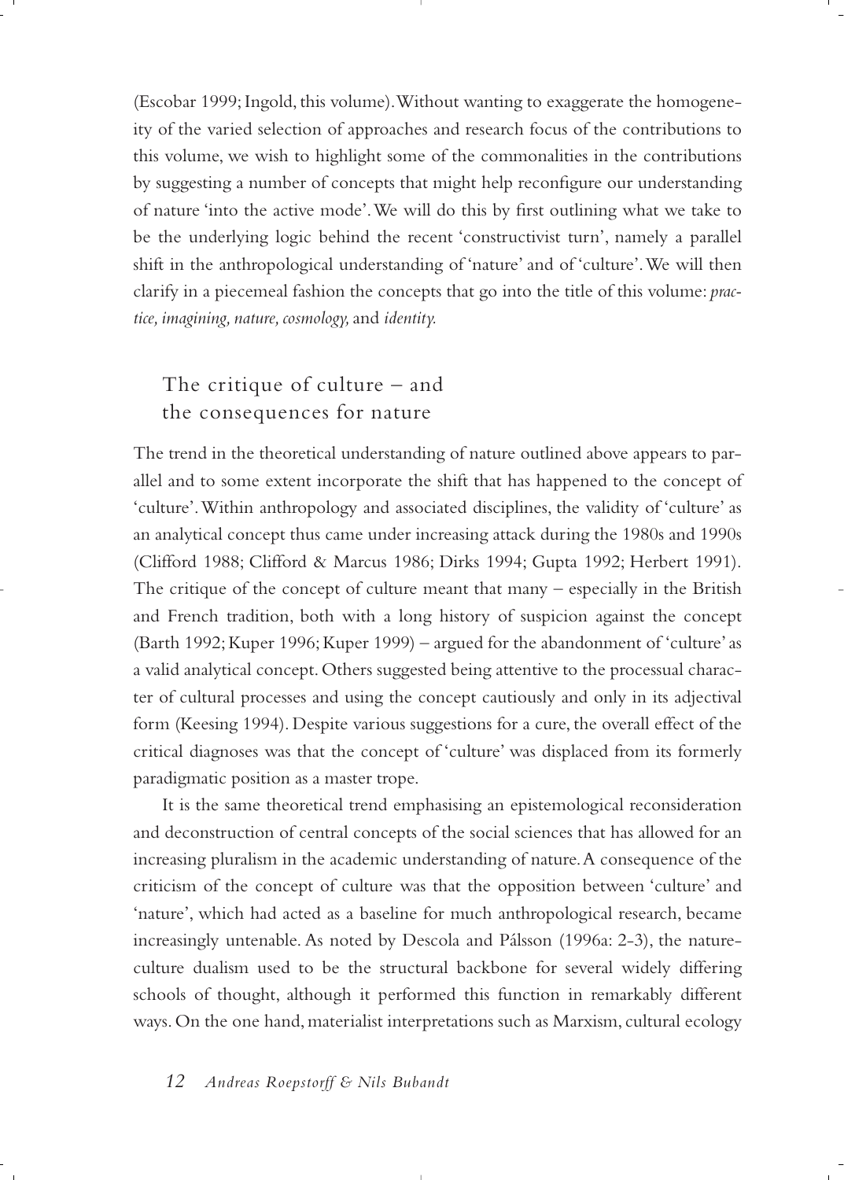(Escobar 1999; Ingold, this volume). Without wanting to exaggerate the homogeneity of the varied selection of approaches and research focus of the contributions to this volume, we wish to highlight some of the commonalities in the contributions by suggesting a number of concepts that might help reconfigure our understanding of nature 'into the active mode'. We will do this by first outlining what we take to be the underlying logic behind the recent 'constructivist turn', namely a parallel shift in the anthropological understanding of 'nature' and of 'culture'. We will then clarify in a piecemeal fashion the concepts that go into the title of this volume: *practice, imagining, nature, cosmology,* and *identity.*

## The critique of culture – and the consequences for nature

The trend in the theoretical understanding of nature outlined above appears to parallel and to some extent incorporate the shift that has happened to the concept of 'culture'. Within anthropology and associated disciplines, the validity of 'culture' as an analytical concept thus came under increasing attack during the 1980s and 1990s (Clifford 1988; Clifford & Marcus 1986; Dirks 1994; Gupta 1992; Herbert 1991). The critique of the concept of culture meant that many – especially in the British and French tradition, both with a long history of suspicion against the concept (Barth 1992; Kuper 1996; Kuper 1999) – argued for the abandonment of 'culture' as a valid analytical concept. Others suggested being attentive to the processual character of cultural processes and using the concept cautiously and only in its adjectival form (Keesing 1994). Despite various suggestions for a cure, the overall effect of the critical diagnoses was that the concept of 'culture' was displaced from its formerly paradigmatic position as a master trope.

It is the same theoretical trend emphasising an epistemological reconsideration and deconstruction of central concepts of the social sciences that has allowed for an increasing pluralism in the academic understanding of nature. A consequence of the criticism of the concept of culture was that the opposition between 'culture' and 'nature', which had acted as a baseline for much anthropological research, became increasingly untenable. As noted by Descola and Pálsson (1996a: 2-3), the nature-culture dualism used to be the structural backbone for several widely differing schools of thought, although it performed this function in remarkably different ways. On the one hand, materialist interpretations such as Marxism, cultural ecology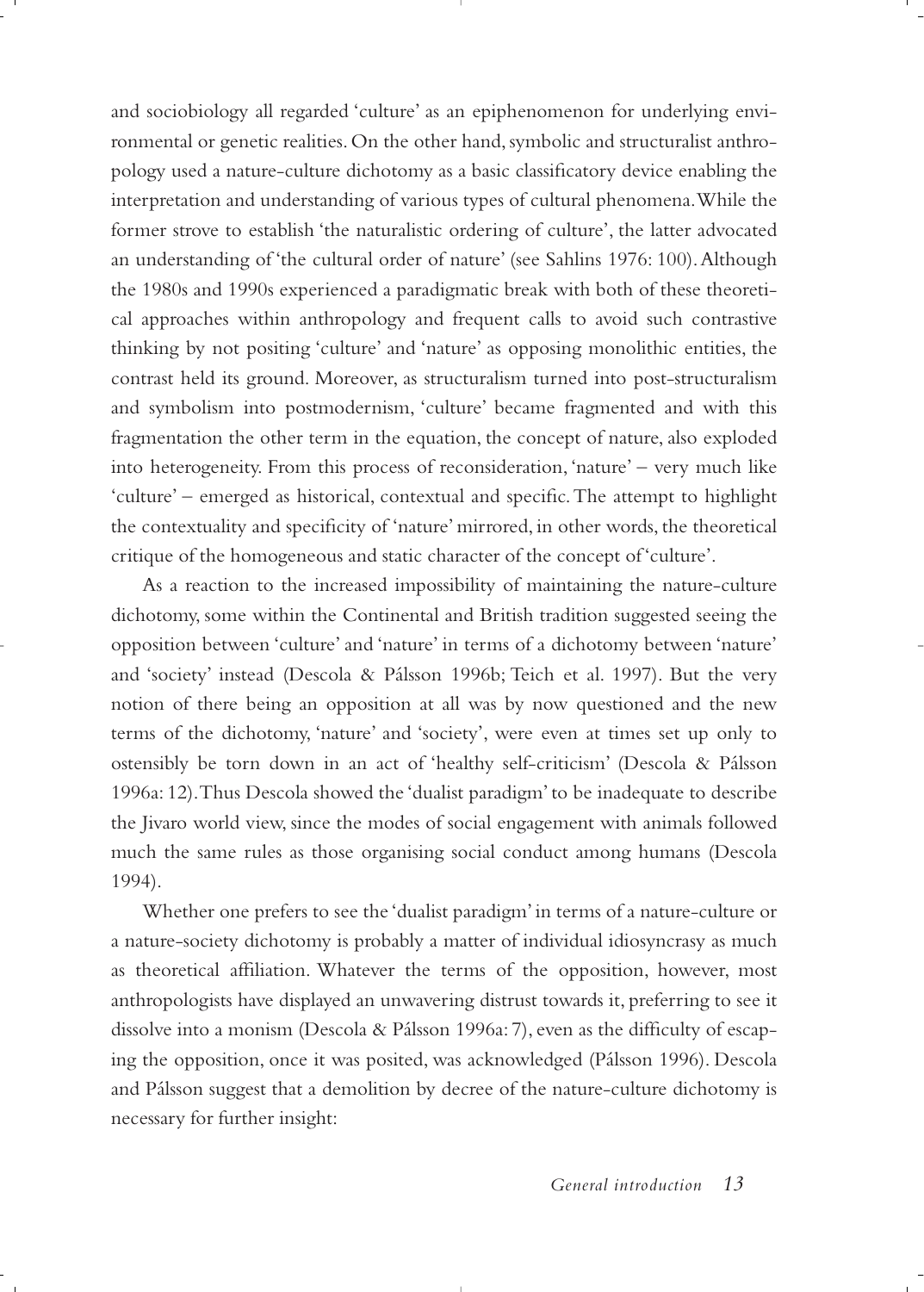and sociobiology all regarded 'culture' as an epiphenomenon for underlying environmental or genetic realities. On the other hand, symbolic and structuralist anthropology used a nature-culture dichotomy as a basic classificatory device enabling the interpretation and understanding of various types of cultural phenomena. While the former strove to establish 'the naturalistic ordering of culture', the latter advocated an understanding of 'the cultural order of nature' (see Sahlins 1976: 100). Although the 1980s and 1990s experienced a paradigmatic break with both of these theoretical approaches within anthropology and frequent calls to avoid such contrastive thinking by not positing 'culture' and 'nature' as opposing monolithic entities, the contrast held its ground. Moreover, as structuralism turned into post-structuralism and symbolism into postmodernism, 'culture' became fragmented and with this fragmentation the other term in the equation, the concept of nature, also exploded into heterogeneity. From this process of reconsideration, 'nature' – very much like 'culture' – emerged as historical, contextual and specific. The attempt to highlight the contextuality and specificity of 'nature' mirrored, in other words, the theoretical critique of the homogeneous and static character of the concept of 'culture'.

As a reaction to the increased impossibility of maintaining the nature-culture dichotomy, some within the Continental and British tradition suggested seeing the opposition between 'culture' and 'nature' in terms of a dichotomy between 'nature' and 'society' instead (Descola & Pálsson 1996b; Teich et al. 1997). But the very notion of there being an opposition at all was by now questioned and the new terms of the dichotomy, 'nature' and 'society', were even at times set up only to ostensibly be torn down in an act of 'healthy self-criticism' (Descola & Pálsson 1996a: 12). Thus Descola showed the 'dualist paradigm' to be inadequate to describe the Jivaro world view, since the modes of social engagement with animals followed much the same rules as those organising social conduct among humans (Descola 1994).

Whether one prefers to see the 'dualist paradigm' in terms of a nature-culture or a nature-society dichotomy is probably a matter of individual idiosyncrasy as much as theoretical affiliation. Whatever the terms of the opposition, however, most anthropologists have displayed an unwavering distrust towards it, preferring to see it dissolve into a monism (Descola & Pálsson 1996a: 7), even as the difficulty of escaping the opposition, once it was posited, was acknowledged (Pálsson 1996). Descola and Pálsson suggest that a demolition by decree of the nature-culture dichotomy is necessary for further insight: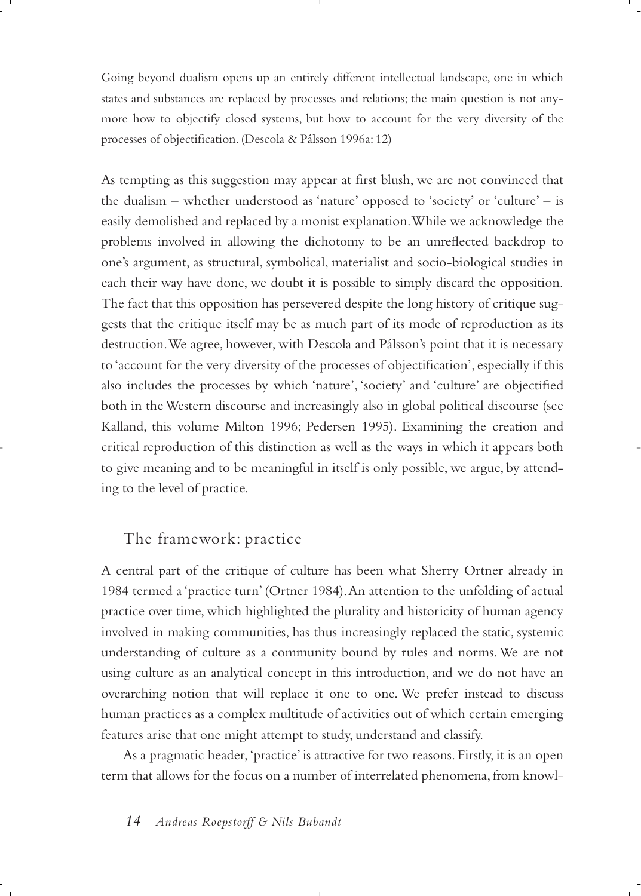> Going beyond dualism opens up an entirely different intellectual landscape, one in which states and substances are replaced by processes and relations; the main question is not anymore how to objectify closed systems, but how to account for the very diversity of the processes of objectification. (Descola & Pálsson 1996a: 12)

As tempting as this suggestion may appear at first blush, we are not convinced that the dualism – whether understood as 'nature' opposed to 'society' or 'culture' – is easily demolished and replaced by a monist explanation. While we acknowledge the problems involved in allowing the dichotomy to be an unreflected backdrop to one's argument, as structural, symbolical, materialist and socio-biological studies in each their way have done, we doubt it is possible to simply discard the opposition. The fact that this opposition has persevered despite the long history of critique suggests that the critique itself may be as much part of its mode of reproduction as its destruction. We agree, however, with Descola and Pálsson's point that it is necessary to 'account for the very diversity of the processes of objectification', especially if this also includes the processes by which 'nature', 'society' and 'culture' are objectified both in the Western discourse and increasingly also in global political discourse (see Kalland, this volume Milton 1996; Pedersen 1995). Examining the creation and critical reproduction of this distinction as well as the ways in which it appears both to give meaning and to be meaningful in itself is only possible, we argue, by attending to the level of practice.

## The framework: practice

A central part of the critique of culture has been what Sherry Ortner already in 1984 termed a 'practice turn' (Ortner 1984). An attention to the unfolding of actual practice over time, which highlighted the plurality and historicity of human agency involved in making communities, has thus increasingly replaced the static, systemic understanding of culture as a community bound by rules and norms. We are not using culture as an analytical concept in this introduction, and we do not have an overarching notion that will replace it one to one. We prefer instead to discuss human practices as a complex multitude of activities out of which certain emerging features arise that one might attempt to study, understand and classify.

As a pragmatic header, 'practice' is attractive for two reasons. Firstly, it is an open term that allows for the focus on a number of interrelated phenomena, from knowl-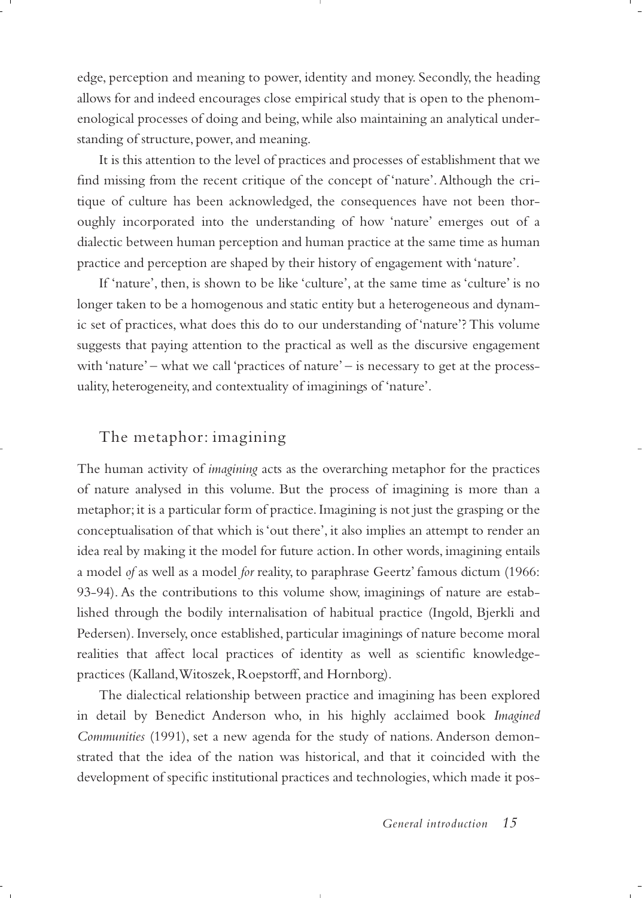edge, perception and meaning to power, identity and money. Secondly, the heading allows for and indeed encourages close empirical study that is open to the phenomenological processes of doing and being, while also maintaining an analytical understanding of structure, power, and meaning.

It is this attention to the level of practices and processes of establishment that we find missing from the recent critique of the concept of 'nature'. Although the critique of culture has been acknowledged, the consequences have not been thoroughly incorporated into the understanding of how 'nature' emerges out of a dialectic between human perception and human practice at the same time as human practice and perception are shaped by their history of engagement with 'nature'.

If 'nature', then, is shown to be like 'culture', at the same time as 'culture' is no longer taken to be a homogenous and static entity but a heterogeneous and dynamic set of practices, what does this do to our understanding of 'nature'? This volume suggests that paying attention to the practical as well as the discursive engagement with 'nature' – what we call 'practices of nature' – is necessary to get at the processuality, heterogeneity, and contextuality of imaginings of 'nature'.

## The metaphor: imagining

The human activity of *imagining* acts as the overarching metaphor for the practices of nature analysed in this volume. But the process of imagining is more than a metaphor; it is a particular form of practice. Imagining is not just the grasping or the conceptualisation of that which is 'out there', it also implies an attempt to render an idea real by making it the model for future action. In other words, imagining entails a model *of* as well as a model *for* reality, to paraphrase Geertz' famous dictum (1966: 93-94). As the contributions to this volume show, imaginings of nature are established through the bodily internalisation of habitual practice (Ingold, Bjerkli and Pedersen). Inversely, once established, particular imaginings of nature become moral realities that affect local practices of identity as well as scientific knowledge-practices (Kalland, Witoszek, Roepstorff, and Hornborg).

The dialectical relationship between practice and imagining has been explored in detail by Benedict Anderson who, in his highly acclaimed book *Imagined Communities* (1991), set a new agenda for the study of nations. Anderson demonstrated that the idea of the nation was historical, and that it coincided with the development of specific institutional practices and technologies, which made it pos-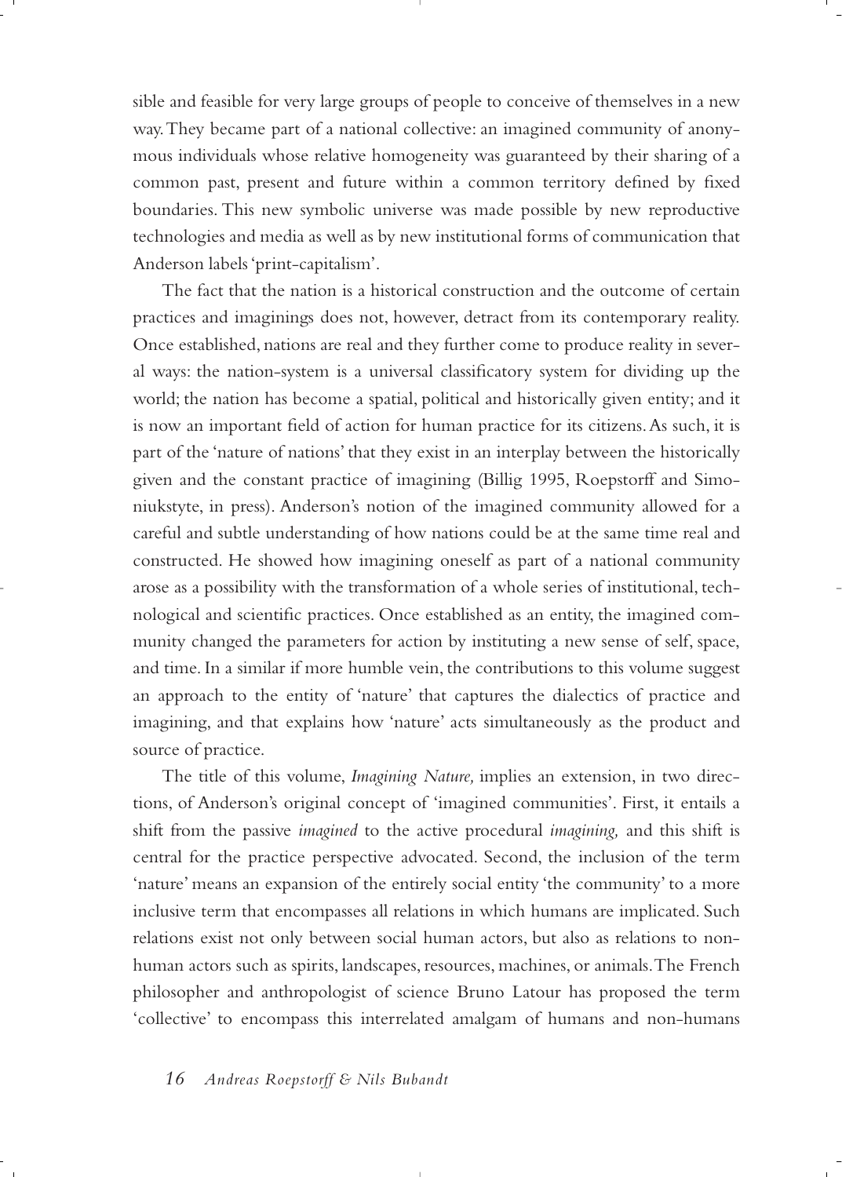sible and feasible for very large groups of people to conceive of themselves in a new way. They became part of a national collective: an imagined community of anonymous individuals whose relative homogeneity was guaranteed by their sharing of a common past, present and future within a common territory defined by fixed boundaries. This new symbolic universe was made possible by new reproductive technologies and media as well as by new institutional forms of communication that Anderson labels 'print-capitalism'.

The fact that the nation is a historical construction and the outcome of certain practices and imaginings does not, however, detract from its contemporary reality. Once established, nations are real and they further come to produce reality in several ways: the nation-system is a universal classificatory system for dividing up the world; the nation has become a spatial, political and historically given entity; and it is now an important field of action for human practice for its citizens. As such, it is part of the 'nature of nations' that they exist in an interplay between the historically given and the constant practice of imagining (Billig 1995, Roepstorff and Simoniukstyte, in press). Anderson's notion of the imagined community allowed for a careful and subtle understanding of how nations could be at the same time real and constructed. He showed how imagining oneself as part of a national community arose as a possibility with the transformation of a whole series of institutional, technological and scientific practices. Once established as an entity, the imagined community changed the parameters for action by instituting a new sense of self, space, and time. In a similar if more humble vein, the contributions to this volume suggest an approach to the entity of 'nature' that captures the dialectics of practice and imagining, and that explains how 'nature' acts simultaneously as the product and source of practice.

The title of this volume, *Imagining Nature,* implies an extension, in two directions, of Anderson's original concept of 'imagined communities'. First, it entails a shift from the passive *imagined* to the active procedural *imagining,* and this shift is central for the practice perspective advocated. Second, the inclusion of the term 'nature' means an expansion of the entirely social entity 'the community' to a more inclusive term that encompasses all relations in which humans are implicated. Such relations exist not only between social human actors, but also as relations to non-human actors such as spirits, landscapes, resources, machines, or animals. The French philosopher and anthropologist of science Bruno Latour has proposed the term 'collective' to encompass this interrelated amalgam of humans and non-humans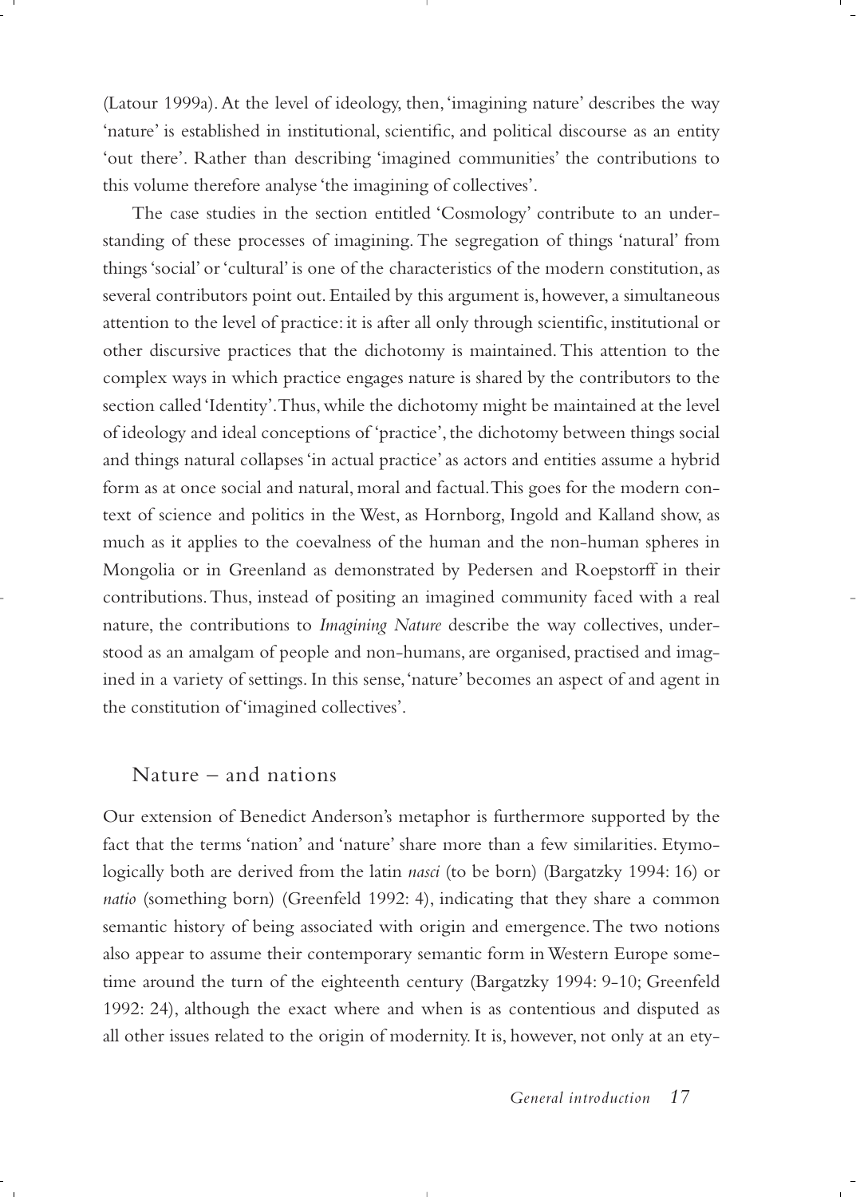(Latour 1999a). At the level of ideology, then, 'imagining nature' describes the way 'nature' is established in institutional, scientific, and political discourse as an entity 'out there'. Rather than describing 'imagined communities' the contributions to this volume therefore analyse 'the imagining of collectives'.

The case studies in the section entitled 'Cosmology' contribute to an understanding of these processes of imagining. The segregation of things 'natural' from things 'social' or 'cultural' is one of the characteristics of the modern constitution, as several contributors point out. Entailed by this argument is, however, a simultaneous attention to the level of practice: it is after all only through scientific, institutional or other discursive practices that the dichotomy is maintained. This attention to the complex ways in which practice engages nature is shared by the contributors to the section called 'Identity'. Thus, while the dichotomy might be maintained at the level of ideology and ideal conceptions of 'practice', the dichotomy between things social and things natural collapses 'in actual practice' as actors and entities assume a hybrid form as at once social and natural, moral and factual. This goes for the modern context of science and politics in the West, as Hornborg, Ingold and Kalland show, as much as it applies to the coevalness of the human and the non-human spheres in Mongolia or in Greenland as demonstrated by Pedersen and Roepstorff in their contributions. Thus, instead of positing an imagined community faced with a real nature, the contributions to *Imagining Nature* describe the way collectives, understood as an amalgam of people and non-humans, are organised, practised and imagined in a variety of settings. In this sense, 'nature' becomes an aspect of and agent in the constitution of 'imagined collectives'.

## Nature – and nations

Our extension of Benedict Anderson's metaphor is furthermore supported by the fact that the terms 'nation' and 'nature' share more than a few similarities. Etymologically both are derived from the latin *nasci* (to be born) (Bargatzky 1994: 16) or *natio* (something born) (Greenfeld 1992: 4), indicating that they share a common semantic history of being associated with origin and emergence. The two notions also appear to assume their contemporary semantic form in Western Europe sometime around the turn of the eighteenth century (Bargatzky 1994: 9-10; Greenfeld 1992: 24), although the exact where and when is as contentious and disputed as all other issues related to the origin of modernity. It is, however, not only at an ety-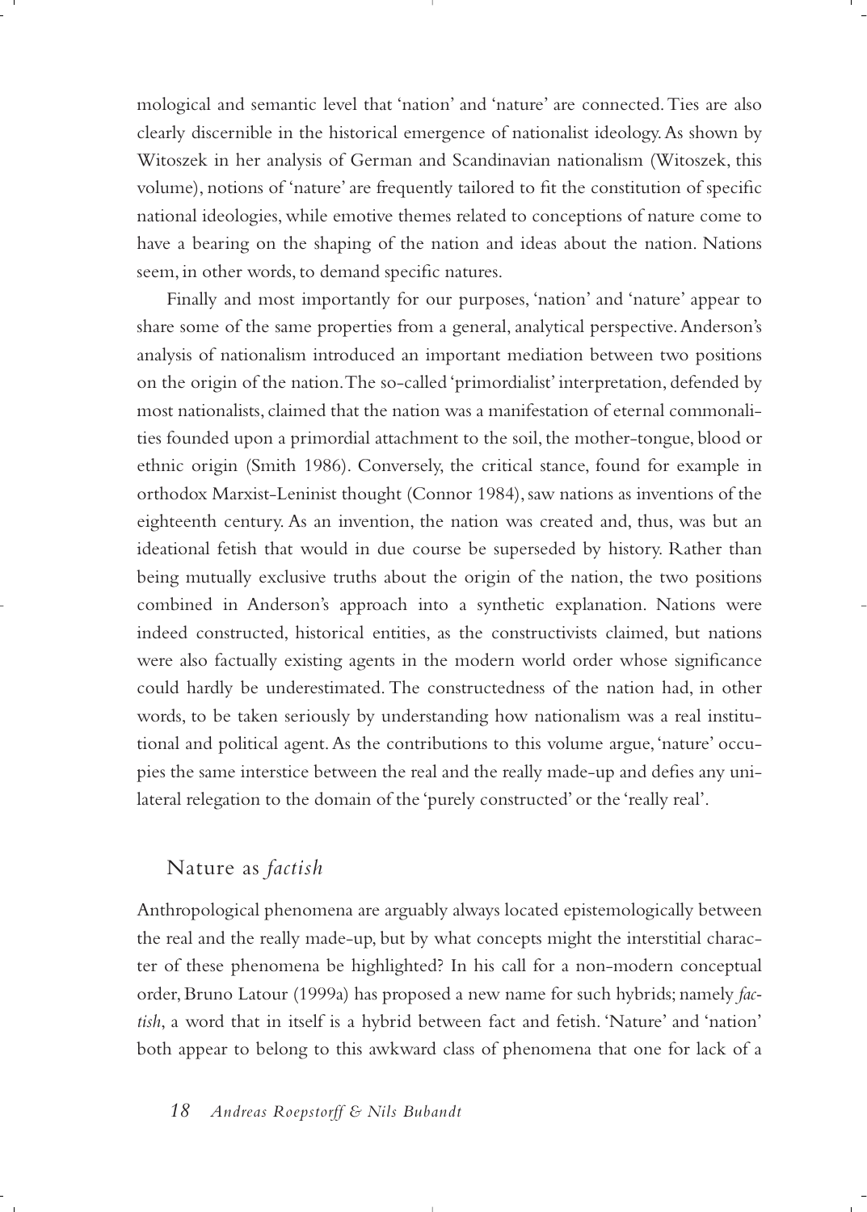mological and semantic level that 'nation' and 'nature' are connected. Ties are also clearly discernible in the historical emergence of nationalist ideology. As shown by Witoszek in her analysis of German and Scandinavian nationalism (Witoszek, this volume), notions of 'nature' are frequently tailored to fit the constitution of specific national ideologies, while emotive themes related to conceptions of nature come to have a bearing on the shaping of the nation and ideas about the nation. Nations seem, in other words, to demand specific natures.

Finally and most importantly for our purposes, 'nation' and 'nature' appear to share some of the same properties from a general, analytical perspective. Anderson's analysis of nationalism introduced an important mediation between two positions on the origin of the nation. The so-called 'primordialist' interpretation, defended by most nationalists, claimed that the nation was a manifestation of eternal commonalities founded upon a primordial attachment to the soil, the mother-tongue, blood or ethnic origin (Smith 1986). Conversely, the critical stance, found for example in orthodox Marxist-Leninist thought (Connor 1984), saw nations as inventions of the eighteenth century. As an invention, the nation was created and, thus, was but an ideational fetish that would in due course be superseded by history. Rather than being mutually exclusive truths about the origin of the nation, the two positions combined in Anderson's approach into a synthetic explanation. Nations were indeed constructed, historical entities, as the constructivists claimed, but nations were also factually existing agents in the modern world order whose significance could hardly be underestimated. The constructedness of the nation had, in other words, to be taken seriously by understanding how nationalism was a real institutional and political agent. As the contributions to this volume argue, 'nature' occupies the same interstice between the real and the really made-up and defies any unilateral relegation to the domain of the 'purely constructed' or the 'really real'.

## Nature as *factish*

Anthropological phenomena are arguably always located epistemologically between the real and the really made-up, but by what concepts might the interstitial character of these phenomena be highlighted? In his call for a non-modern conceptual order, Bruno Latour (1999a) has proposed a new name for such hybrids; namely *factish*, a word that in itself is a hybrid between fact and fetish. 'Nature' and 'nation' both appear to belong to this awkward class of phenomena that one for lack of a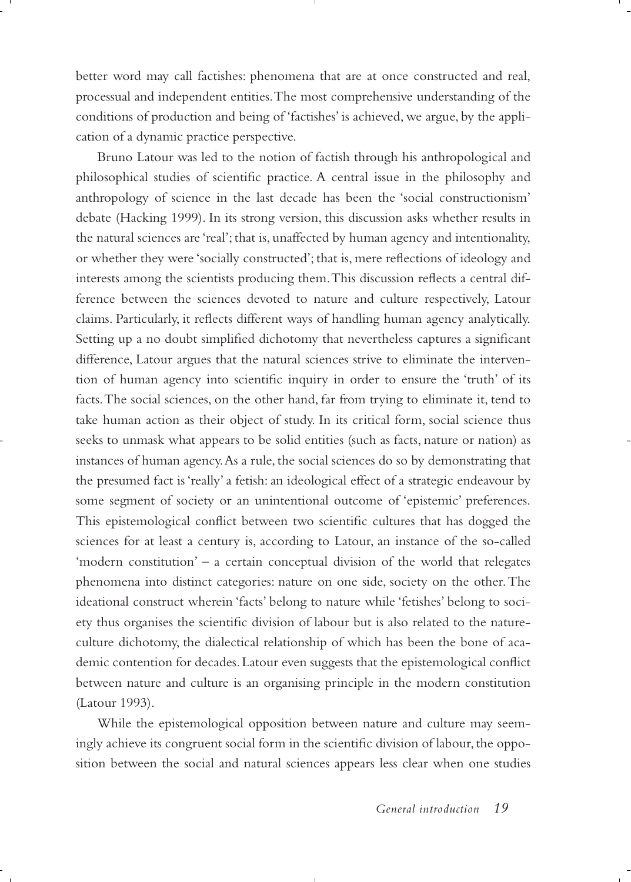better word may call factishes: phenomena that are at once constructed and real, processual and independent entities. The most comprehensive understanding of the conditions of production and being of 'factishes' is achieved, we argue, by the application of a dynamic practice perspective.

Bruno Latour was led to the notion of factish through his anthropological and philosophical studies of scientific practice. A central issue in the philosophy and anthropology of science in the last decade has been the 'social constructionism' debate (Hacking 1999). In its strong version, this discussion asks whether results in the natural sciences are 'real'; that is, unaffected by human agency and intentionality, or whether they were 'socially constructed'; that is, mere reflections of ideology and interests among the scientists producing them. This discussion reflects a central difference between the sciences devoted to nature and culture respectively, Latour claims. Particularly, it reflects different ways of handling human agency analytically. Setting up a no doubt simplified dichotomy that nevertheless captures a significant difference, Latour argues that the natural sciences strive to eliminate the intervention of human agency into scientific inquiry in order to ensure the 'truth' of its facts. The social sciences, on the other hand, far from trying to eliminate it, tend to take human action as their object of study. In its critical form, social science thus seeks to unmask what appears to be solid entities (such as facts, nature or nation) as instances of human agency. As a rule, the social sciences do so by demonstrating that the presumed fact is 'really' a fetish: an ideological effect of a strategic endeavour by some segment of society or an unintentional outcome of 'epistemic' preferences. This epistemological conflict between two scientific cultures that has dogged the sciences for at least a century is, according to Latour, an instance of the so-called 'modern constitution' – a certain conceptual division of the world that relegates phenomena into distinct categories: nature on one side, society on the other. The ideational construct wherein 'facts' belong to nature while 'fetishes' belong to society thus organises the scientific division of labour but is also related to the nature-culture dichotomy, the dialectical relationship of which has been the bone of academic contention for decades. Latour even suggests that the epistemological conflict between nature and culture is an organising principle in the modern constitution (Latour 1993).

While the epistemological opposition between nature and culture may seemingly achieve its congruent social form in the scientific division of labour, the opposition between the social and natural sciences appears less clear when one studies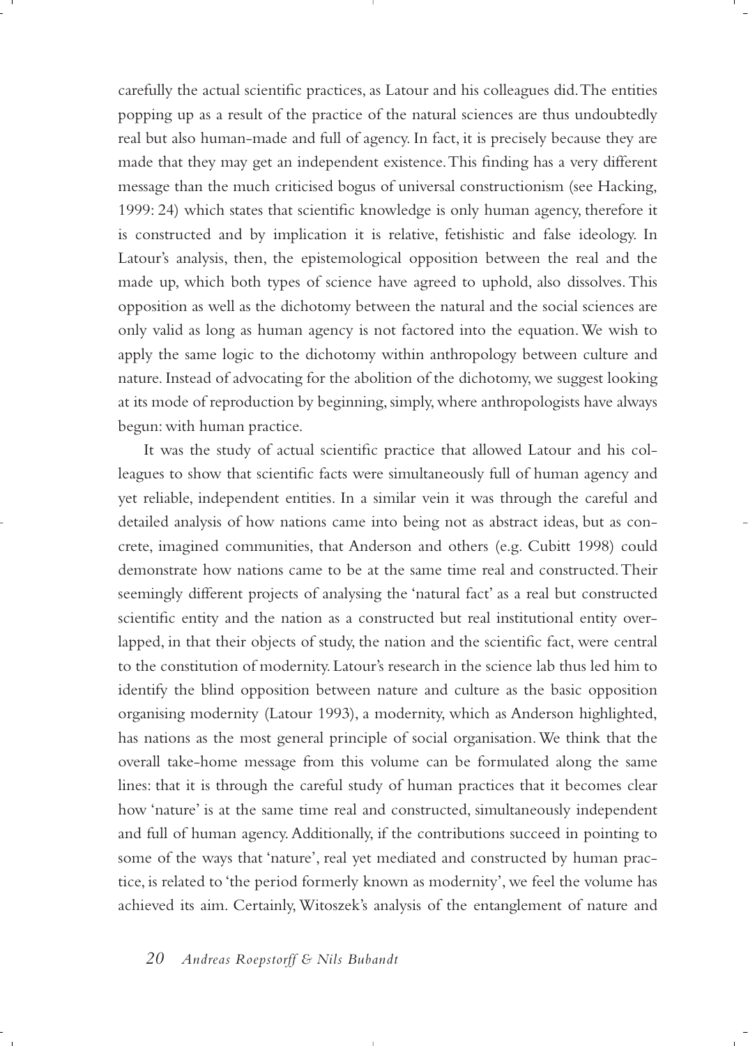carefully the actual scientific practices, as Latour and his colleagues did. The entities popping up as a result of the practice of the natural sciences are thus undoubtedly real but also human-made and full of agency. In fact, it is precisely because they are made that they may get an independent existence. This finding has a very different message than the much criticised bogus of universal constructionism (see Hacking, 1999: 24) which states that scientific knowledge is only human agency, therefore it is constructed and by implication it is relative, fetishistic and false ideology. In Latour's analysis, then, the epistemological opposition between the real and the made up, which both types of science have agreed to uphold, also dissolves. This opposition as well as the dichotomy between the natural and the social sciences are only valid as long as human agency is not factored into the equation. We wish to apply the same logic to the dichotomy within anthropology between culture and nature. Instead of advocating for the abolition of the dichotomy, we suggest looking at its mode of reproduction by beginning, simply, where anthropologists have always begun: with human practice.

It was the study of actual scientific practice that allowed Latour and his colleagues to show that scientific facts were simultaneously full of human agency and yet reliable, independent entities. In a similar vein it was through the careful and detailed analysis of how nations came into being not as abstract ideas, but as concrete, imagined communities, that Anderson and others (e.g. Cubitt 1998) could demonstrate how nations came to be at the same time real and constructed. Their seemingly different projects of analysing the 'natural fact' as a real but constructed scientific entity and the nation as a constructed but real institutional entity overlapped, in that their objects of study, the nation and the scientific fact, were central to the constitution of modernity. Latour's research in the science lab thus led him to identify the blind opposition between nature and culture as the basic opposition organising modernity (Latour 1993), a modernity, which as Anderson highlighted, has nations as the most general principle of social organisation. We think that the overall take-home message from this volume can be formulated along the same lines: that it is through the careful study of human practices that it becomes clear how 'nature' is at the same time real and constructed, simultaneously independent and full of human agency. Additionally, if the contributions succeed in pointing to some of the ways that 'nature', real yet mediated and constructed by human practice, is related to 'the period formerly known as modernity', we feel the volume has achieved its aim. Certainly, Witoszek's analysis of the entanglement of nature and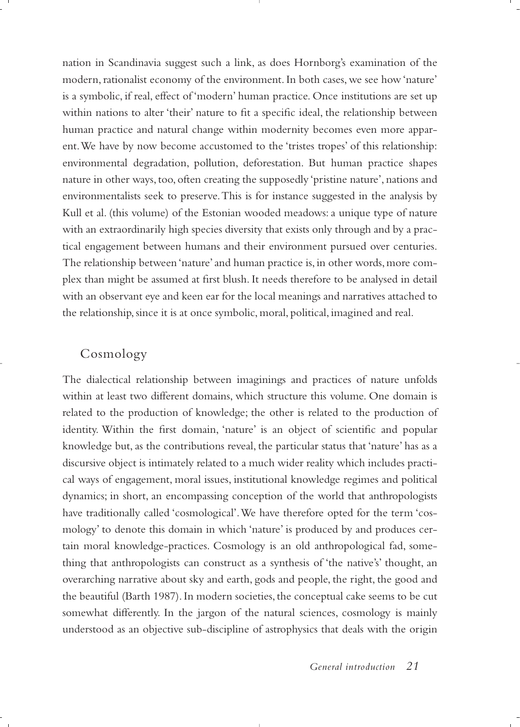nation in Scandinavia suggest such a link, as does Hornborg's examination of the modern, rationalist economy of the environment. In both cases, we see how 'nature' is a symbolic, if real, effect of 'modern' human practice. Once institutions are set up within nations to alter 'their' nature to fit a specific ideal, the relationship between human practice and natural change within modernity becomes even more apparent. We have by now become accustomed to the 'tristes tropes' of this relationship: environmental degradation, pollution, deforestation. But human practice shapes nature in other ways, too, often creating the supposedly 'pristine nature', nations and environmentalists seek to preserve. This is for instance suggested in the analysis by Kull et al. (this volume) of the Estonian wooded meadows: a unique type of nature with an extraordinarily high species diversity that exists only through and by a practical engagement between humans and their environment pursued over centuries. The relationship between 'nature' and human practice is, in other words, more complex than might be assumed at first blush. It needs therefore to be analysed in detail with an observant eye and keen ear for the local meanings and narratives attached to the relationship, since it is at once symbolic, moral, political, imagined and real.

## Cosmology

The dialectical relationship between imaginings and practices of nature unfolds within at least two different domains, which structure this volume. One domain is related to the production of knowledge; the other is related to the production of identity. Within the first domain, 'nature' is an object of scientific and popular knowledge but, as the contributions reveal, the particular status that 'nature' has as a discursive object is intimately related to a much wider reality which includes practical ways of engagement, moral issues, institutional knowledge regimes and political dynamics; in short, an encompassing conception of the world that anthropologists have traditionally called 'cosmological'. We have therefore opted for the term 'cosmology' to denote this domain in which 'nature' is produced by and produces certain moral knowledge-practices. Cosmology is an old anthropological fad, something that anthropologists can construct as a synthesis of 'the native's' thought, an overarching narrative about sky and earth, gods and people, the right, the good and the beautiful (Barth 1987). In modern societies, the conceptual cake seems to be cut somewhat differently. In the jargon of the natural sciences, cosmology is mainly understood as an objective sub-discipline of astrophysics that deals with the origin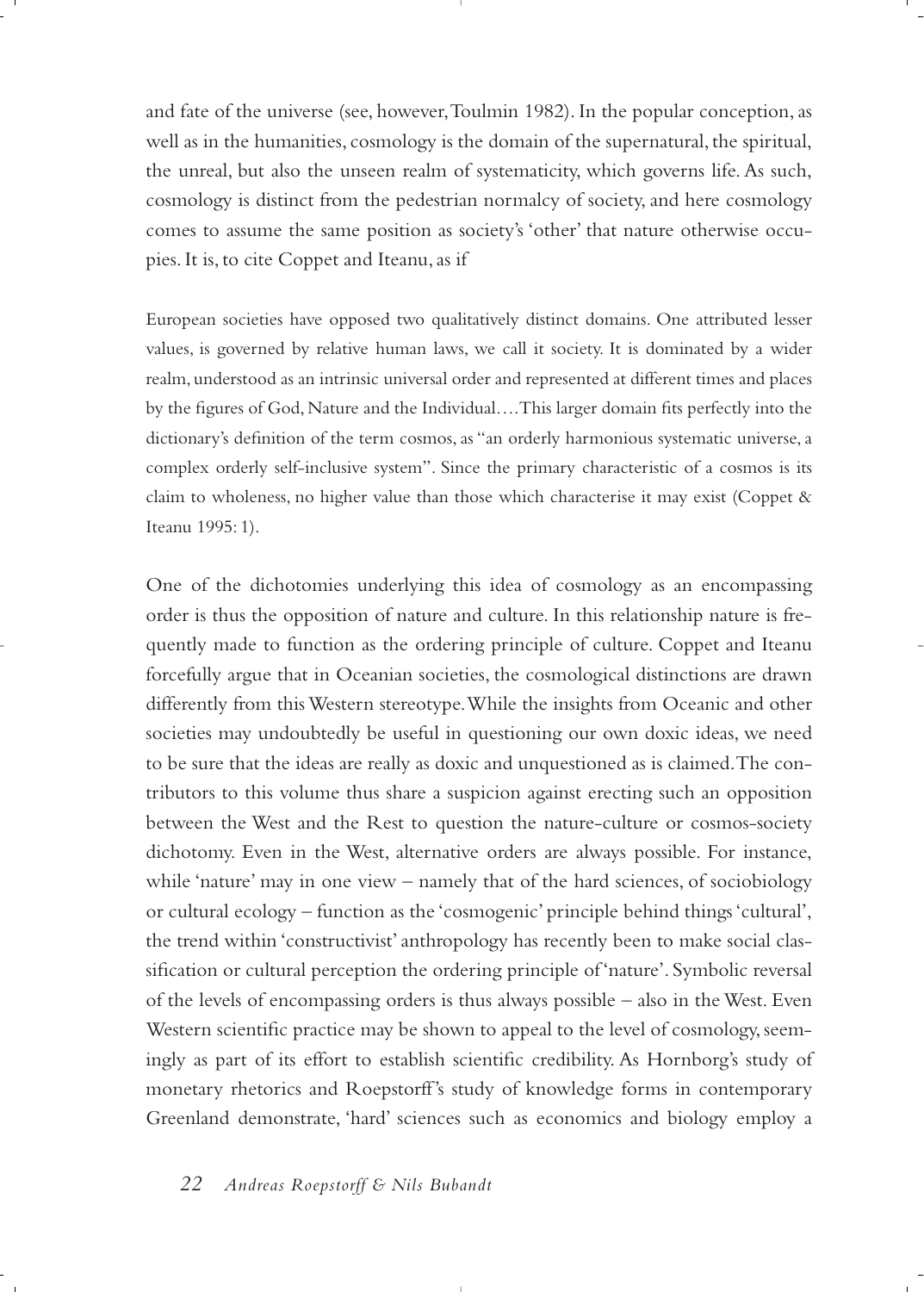and fate of the universe (see, however, Toulmin 1982). In the popular conception, as well as in the humanities, cosmology is the domain of the supernatural, the spiritual, the unreal, but also the unseen realm of systematicity, which governs life. As such, cosmology is distinct from the pedestrian normalcy of society, and here cosmology comes to assume the same position as society's 'other' that nature otherwise occupies. It is, to cite Coppet and Iteanu, as if

> European societies have opposed two qualitatively distinct domains. One attributed lesser values, is governed by relative human laws, we call it society. It is dominated by a wider realm, understood as an intrinsic universal order and represented at different times and places by the figures of God, Nature and the Individual.... This larger domain fits perfectly into the dictionary's definition of the term cosmos, as "an orderly harmonious systematic universe, a complex orderly self-inclusive system". Since the primary characteristic of a cosmos is its claim to wholeness, no higher value than those which characterise it may exist (Coppet & Iteanu 1995: 1).

One of the dichotomies underlying this idea of cosmology as an encompassing order is thus the opposition of nature and culture. In this relationship nature is frequently made to function as the ordering principle of culture. Coppet and Iteanu forcefully argue that in Oceanian societies, the cosmological distinctions are drawn differently from this Western stereotype. While the insights from Oceanic and other societies may undoubtedly be useful in questioning our own doxic ideas, we need to be sure that the ideas are really as doxic and unquestioned as is claimed. The contributors to this volume thus share a suspicion against erecting such an opposition between the West and the Rest to question the nature-culture or cosmos-society dichotomy. Even in the West, alternative orders are always possible. For instance, while 'nature' may in one view – namely that of the hard sciences, of sociobiology or cultural ecology – function as the 'cosmogenic' principle behind things 'cultural', the trend within 'constructivist' anthropology has recently been to make social classification or cultural perception the ordering principle of 'nature'. Symbolic reversal of the levels of encompassing orders is thus always possible – also in the West. Even Western scientific practice may be shown to appeal to the level of cosmology, seemingly as part of its effort to establish scientific credibility. As Hornborg's study of monetary rhetorics and Roepstorff's study of knowledge forms in contemporary Greenland demonstrate, 'hard' sciences such as economics and biology employ a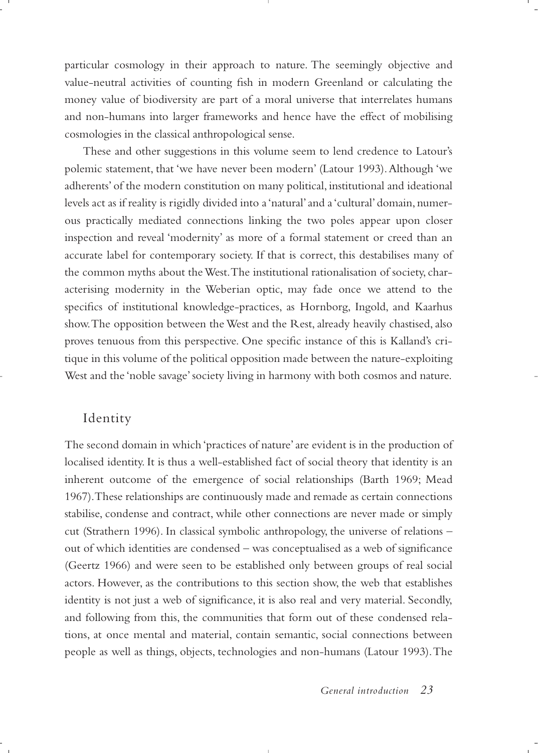particular cosmology in their approach to nature. The seemingly objective and value-neutral activities of counting fish in modern Greenland or calculating the money value of biodiversity are part of a moral universe that interrelates humans and non-humans into larger frameworks and hence have the effect of mobilising cosmologies in the classical anthropological sense.

These and other suggestions in this volume seem to lend credence to Latour's polemic statement, that 'we have never been modern' (Latour 1993). Although 'we adherents' of the modern constitution on many political, institutional and ideational levels act as if reality is rigidly divided into a 'natural' and a 'cultural' domain, numerous practically mediated connections linking the two poles appear upon closer inspection and reveal 'modernity' as more of a formal statement or creed than an accurate label for contemporary society. If that is correct, this destabilises many of the common myths about the West. The institutional rationalisation of society, characterising modernity in the Weberian optic, may fade once we attend to the specifics of institutional knowledge-practices, as Hornborg, Ingold, and Kaarhus show. The opposition between the West and the Rest, already heavily chastised, also proves tenuous from this perspective. One specific instance of this is Kalland's critique in this volume of the political opposition made between the nature-exploiting West and the 'noble savage' society living in harmony with both cosmos and nature.

## Identity

The second domain in which 'practices of nature' are evident is in the production of localised identity. It is thus a well-established fact of social theory that identity is an inherent outcome of the emergence of social relationships (Barth 1969; Mead 1967). These relationships are continuously made and remade as certain connections stabilise, condense and contract, while other connections are never made or simply cut (Strathern 1996). In classical symbolic anthropology, the universe of relations – out of which identities are condensed – was conceptualised as a web of significance (Geertz 1966) and were seen to be established only between groups of real social actors. However, as the contributions to this section show, the web that establishes identity is not just a web of significance, it is also real and very material. Secondly, and following from this, the communities that form out of these condensed relations, at once mental and material, contain semantic, social connections between people as well as things, objects, technologies and non-humans (Latour 1993). The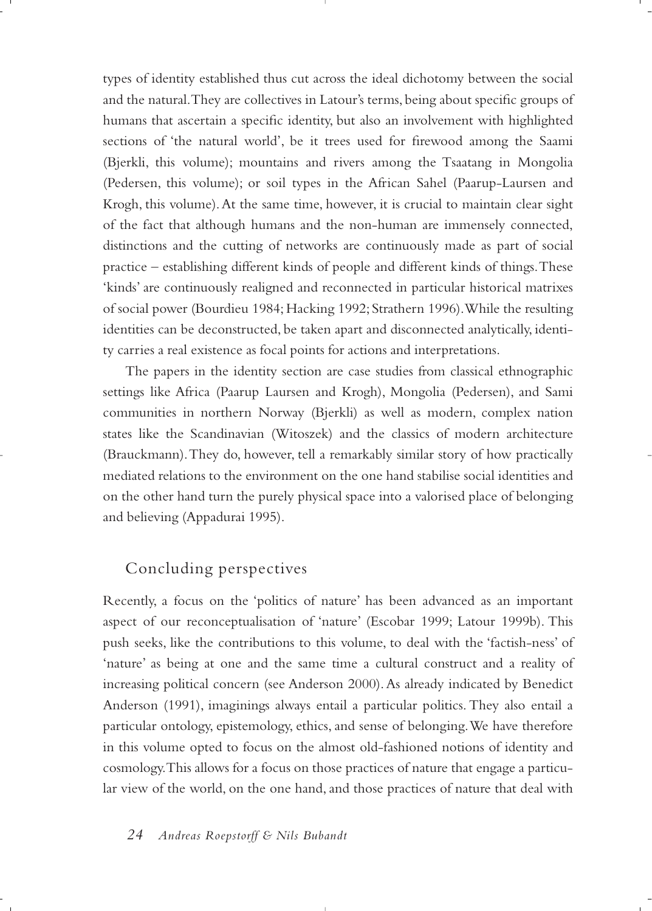types of identity established thus cut across the ideal dichotomy between the social and the natural. They are collectives in Latour's terms, being about specific groups of humans that ascertain a specific identity, but also an involvement with highlighted sections of 'the natural world', be it trees used for firewood among the Saami (Bjerkli, this volume); mountains and rivers among the Tsaatang in Mongolia (Pedersen, this volume); or soil types in the African Sahel (Paarup-Laursen and Krogh, this volume). At the same time, however, it is crucial to maintain clear sight of the fact that although humans and the non-human are immensely connected, distinctions and the cutting of networks are continuously made as part of social practice – establishing different kinds of people and different kinds of things. These 'kinds' are continuously realigned and reconnected in particular historical matrixes of social power (Bourdieu 1984; Hacking 1992; Strathern 1996). While the resulting identities can be deconstructed, be taken apart and disconnected analytically, identity carries a real existence as focal points for actions and interpretations.

The papers in the identity section are case studies from classical ethnographic settings like Africa (Paarup Laursen and Krogh), Mongolia (Pedersen), and Sami communities in northern Norway (Bjerkli) as well as modern, complex nation states like the Scandinavian (Witoszek) and the classics of modern architecture (Brauckmann). They do, however, tell a remarkably similar story of how practically mediated relations to the environment on the one hand stabilise social identities and on the other hand turn the purely physical space into a valorised place of belonging and believing (Appadurai 1995).

## Concluding perspectives

Recently, a focus on the 'politics of nature' has been advanced as an important aspect of our reconceptualisation of 'nature' (Escobar 1999; Latour 1999b). This push seeks, like the contributions to this volume, to deal with the 'factish-ness' of 'nature' as being at one and the same time a cultural construct and a reality of increasing political concern (see Anderson 2000). As already indicated by Benedict Anderson (1991), imaginings always entail a particular politics. They also entail a particular ontology, epistemology, ethics, and sense of belonging. We have therefore in this volume opted to focus on the almost old-fashioned notions of identity and cosmology. This allows for a focus on those practices of nature that engage a particular view of the world, on the one hand, and those practices of nature that deal with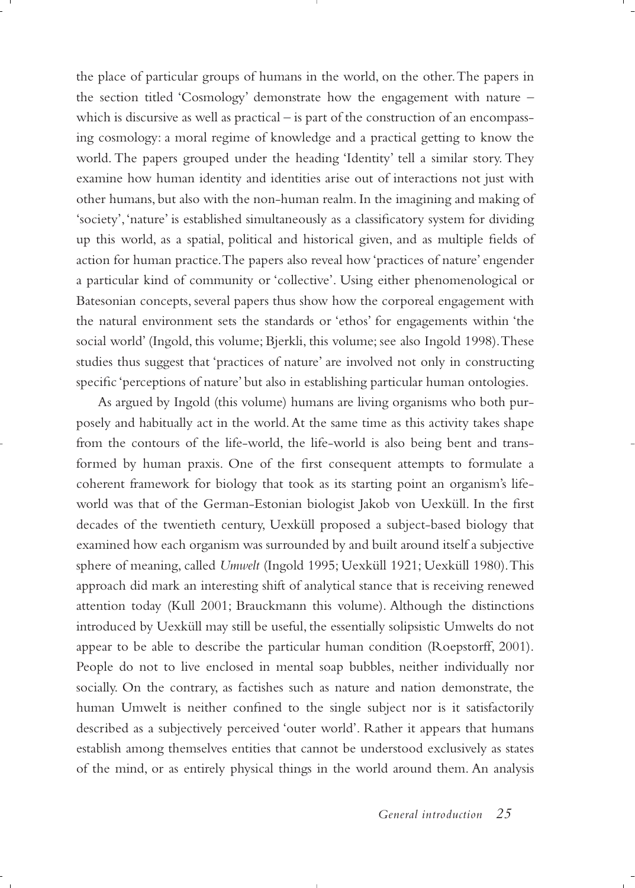the place of particular groups of humans in the world, on the other. The papers in the section titled 'Cosmology' demonstrate how the engagement with nature – which is discursive as well as practical – is part of the construction of an encompassing cosmology: a moral regime of knowledge and a practical getting to know the world. The papers grouped under the heading 'Identity' tell a similar story. They examine how human identity and identities arise out of interactions not just with other humans, but also with the non-human realm. In the imagining and making of 'society', 'nature' is established simultaneously as a classificatory system for dividing up this world, as a spatial, political and historical given, and as multiple fields of action for human practice. The papers also reveal how 'practices of nature' engender a particular kind of community or 'collective'. Using either phenomenological or Batesonian concepts, several papers thus show how the corporeal engagement with the natural environment sets the standards or 'ethos' for engagements within 'the social world' (Ingold, this volume; Bjerkli, this volume; see also Ingold 1998). These studies thus suggest that 'practices of nature' are involved not only in constructing specific 'perceptions of nature' but also in establishing particular human ontologies.

As argued by Ingold (this volume) humans are living organisms who both purposely and habitually act in the world. At the same time as this activity takes shape from the contours of the life-world, the life-world is also being bent and transformed by human praxis. One of the first consequent attempts to formulate a coherent framework for biology that took as its starting point an organism's life-world was that of the German-Estonian biologist Jakob von Uexküll. In the first decades of the twentieth century, Uexküll proposed a subject-based biology that examined how each organism was surrounded by and built around itself a subjective sphere of meaning, called *Umwelt* (Ingold 1995; Uexküll 1921; Uexküll 1980). This approach did mark an interesting shift of analytical stance that is receiving renewed attention today (Kull 2001; Brauckmann this volume). Although the distinctions introduced by Uexküll may still be useful, the essentially solipsistic Umwelts do not appear to be able to describe the particular human condition (Roepstorff, 2001). People do not to live enclosed in mental soap bubbles, neither individually nor socially. On the contrary, as factishes such as nature and nation demonstrate, the human Umwelt is neither confined to the single subject nor is it satisfactorily described as a subjectively perceived 'outer world'. Rather it appears that humans establish among themselves entities that cannot be understood exclusively as states of the mind, or as entirely physical things in the world around them. An analysis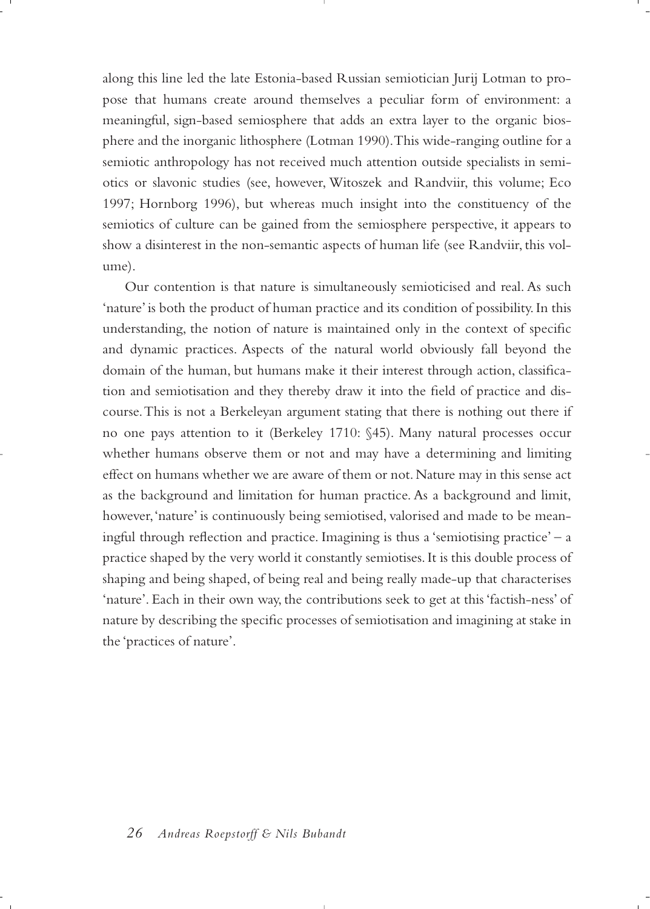along this line led the late Estonia-based Russian semiotician Jurij Lotman to propose that humans create around themselves a peculiar form of environment: a meaningful, sign-based semiosphere that adds an extra layer to the organic biosphere and the inorganic lithosphere (Lotman 1990). This wide-ranging outline for a semiotic anthropology has not received much attention outside specialists in semiotics or slavonic studies (see, however, Witoszek and Randviir, this volume; Eco 1997; Hornborg 1996), but whereas much insight into the constituency of the semiotics of culture can be gained from the semiosphere perspective, it appears to show a disinterest in the non-semantic aspects of human life (see Randviir, this volume).

Our contention is that nature is simultaneously semioticised and real. As such 'nature' is both the product of human practice and its condition of possibility. In this understanding, the notion of nature is maintained only in the context of specific and dynamic practices. Aspects of the natural world obviously fall beyond the domain of the human, but humans make it their interest through action, classification and semiotisation and they thereby draw it into the field of practice and discourse. This is not a Berkeleyan argument stating that there is nothing out there if no one pays attention to it (Berkeley 1710: §45). Many natural processes occur whether humans observe them or not and may have a determining and limiting effect on humans whether we are aware of them or not. Nature may in this sense act as the background and limitation for human practice. As a background and limit, however, 'nature' is continuously being semiotised, valorised and made to be meaningful through reflection and practice. Imagining is thus a 'semiotising practice' – a practice shaped by the very world it constantly semiotises. It is this double process of shaping and being shaped, of being real and being really made-up that characterises 'nature'. Each in their own way, the contributions seek to get at this 'factish-ness' of nature by describing the specific processes of semiotisation and imagining at stake in the 'practices of nature'.